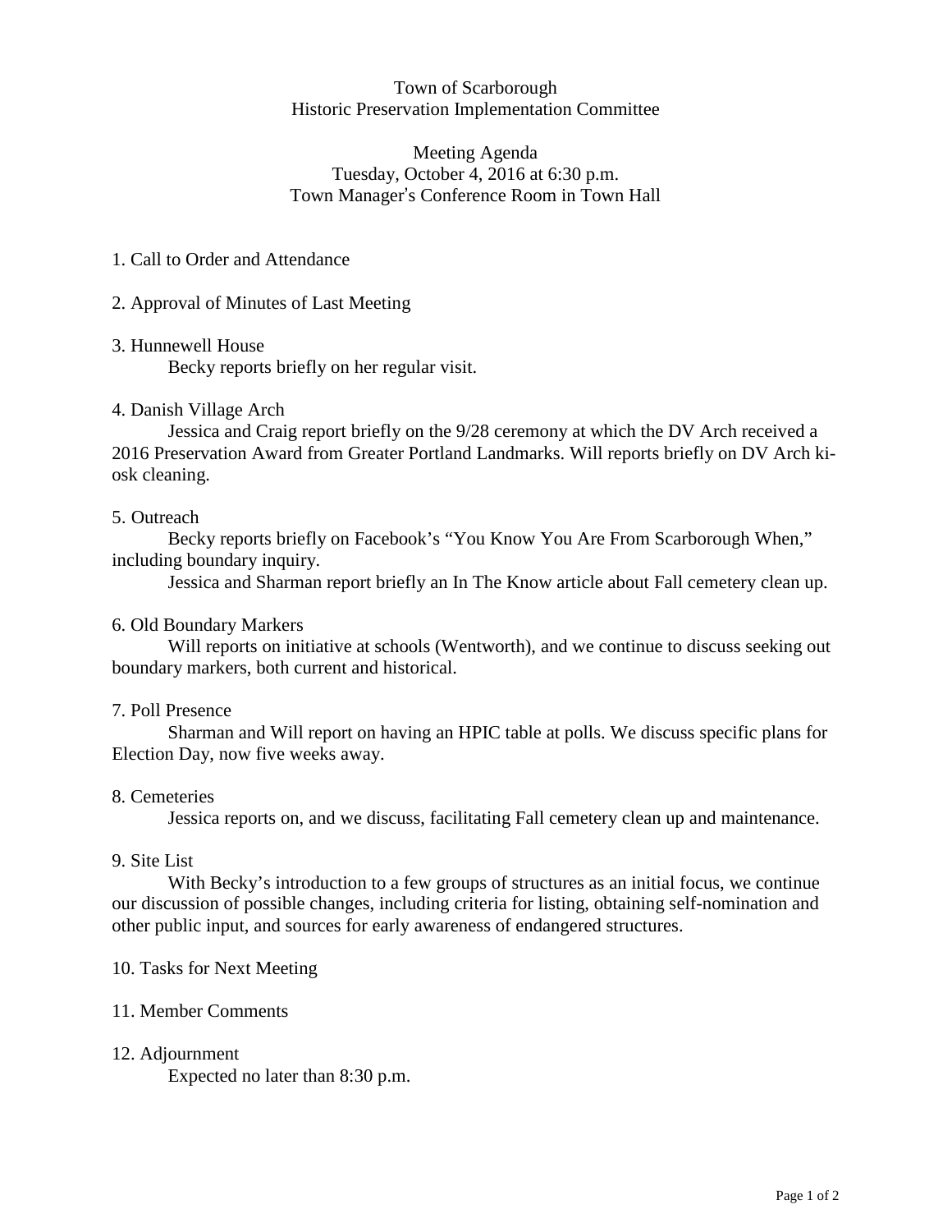# Town of Scarborough
## Historic Preservation Implementation Committee

**Meeting Agenda**
Tuesday, October 4, 2016 at 6:30 p.m.
Town Manager's Conference Room in Town Hall

1. Call to Order and Attendance

2. Approval of Minutes of Last Meeting

3. Hunnewell House
   Becky reports briefly on her regular visit.

4. Danish Village Arch
   Jessica and Craig report briefly on the 9/28 ceremony at which the DV Arch received a 2016 Preservation Award from Greater Portland Landmarks. Will reports briefly on DV Arch kiosk cleaning.

5. Outreach
   Becky reports briefly on Facebook's "You Know You Are From Scarborough When," including boundary inquiry.
   Jessica and Sharman report briefly an In The Know article about Fall cemetery clean up.

6. Old Boundary Markers
   Will reports on initiative at schools (Wentworth), and we continue to discuss seeking out boundary markers, both current and historical.

7. Poll Presence
   Sharman and Will report on having an HPIC table at polls. We discuss specific plans for Election Day, now five weeks away.

8. Cemeteries
   Jessica reports on, and we discuss, facilitating Fall cemetery clean up and maintenance.

9. Site List
   With Becky's introduction to a few groups of structures as an initial focus, we continue our discussion of possible changes, including criteria for listing, obtaining self-nomination and other public input, and sources for early awareness of endangered structures.

10. Tasks for Next Meeting

11. Member Comments

12. Adjournment
    Expected no later than 8:30 p.m.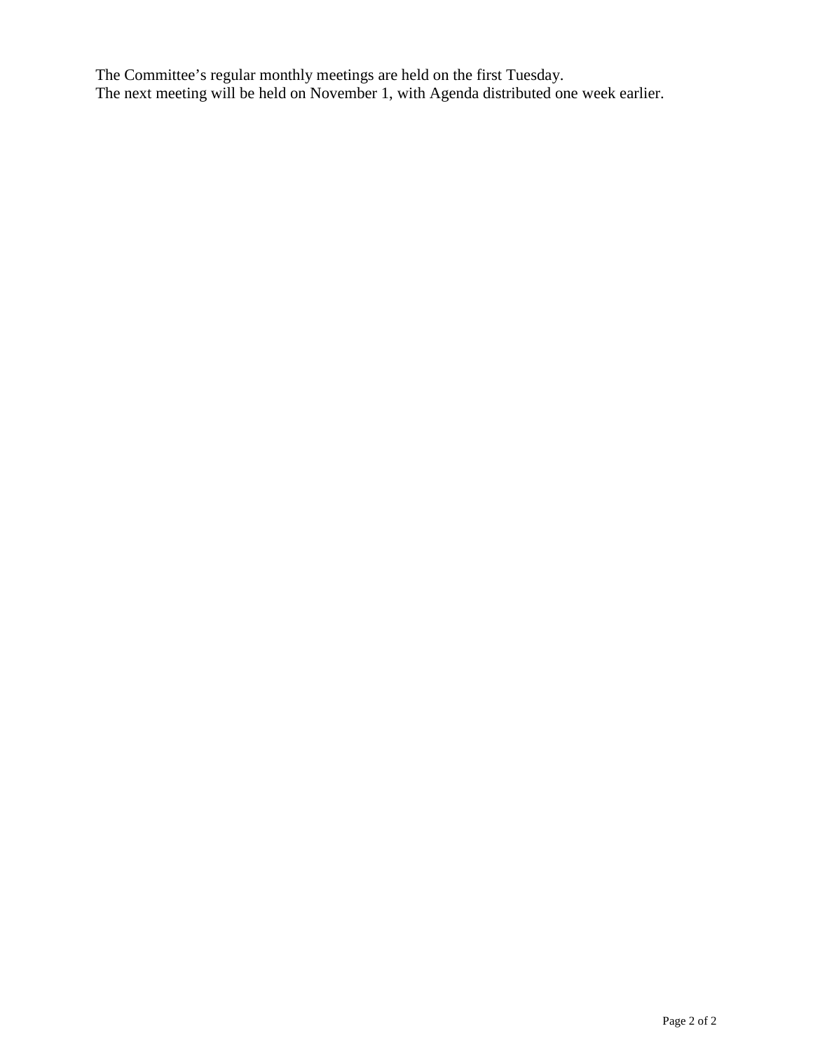The Committee's regular monthly meetings are held on the first Tuesday.
The next meeting will be held on November 1, with Agenda distributed one week earlier.